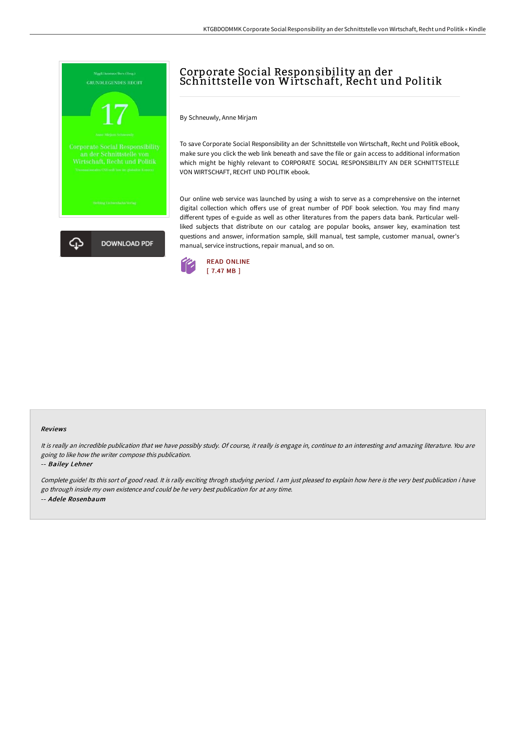# Corporate Social Responsibility an der Schnittstelle von Wirtschaft, Recht und Politik

By Schneuwly, Anne Mirjam

To save Corporate Social Responsibility an der Schnittstelle von Wirtschaft, Recht und Politik eBook, make sure you click the web link beneath and save the file or gain access to additional information which might be highly relevant to CORPORATE SOCIAL RESPONSIBILITY AN DER SCHNITTSTELLE VON WIRTSCHAFT, RECHT UND POLITIK ebook.

Our online web service was launched by using a wish to serve as a comprehensive on the internet digital collection which offers use of great number of PDF book selection. You may find many different types of e-guide as well as other literatures from the papers data bank. Particular well-liked subjects that distribute on our catalog are popular books, answer key, examination test questions and answer, information sample, skill manual, test sample, customer manual, owner's manual, service instructions, repair manual, and so on.

READ ONLINE
[ 7.47 MB ]

DOWNLOAD PDF

#### Reviews

*It is really an incredible publication that we have possibly study. Of course, it really is engage in, continue to an interesting and amazing literature. You are going to like how the writer compose this publication.*

-- *Bailey Lehner*

*Complete guide! Its this sort of good read. It is rally exciting throgh studying period. I am just pleased to explain how here is the very best publication i have go through inside my own existence and could be he very best publication for at any time.*

-- *Adele Rosenbaum*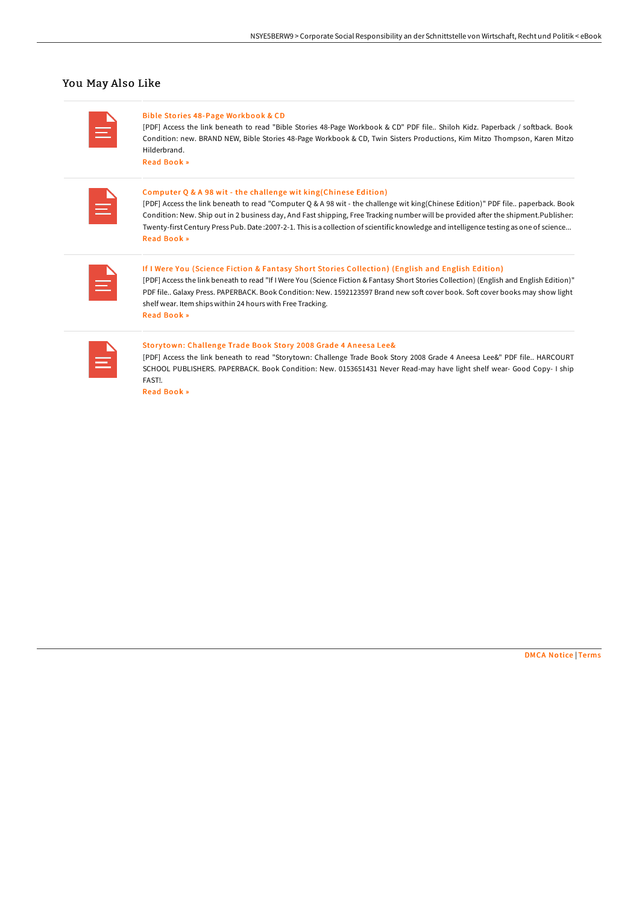## You May Also Like

### Bible Stories 48-Page Workbook & CD

[PDF] Access the link beneath to read "Bible Stories 48-Page Workbook & CD" PDF file.. Shiloh Kidz. Paperback / softback. Book Condition: new. BRAND NEW, Bible Stories 48-Page Workbook & CD, Twin Sisters Productions, Kim Mitzo Thompson, Karen Mitzo Hilderbrand.

Read Book »

### Computer Q & A 98 wit - the challenge wit king(Chinese Edition)

[PDF] Access the link beneath to read "Computer Q & A 98 wit - the challenge wit king(Chinese Edition)" PDF file.. paperback. Book Condition: New. Ship out in 2 business day, And Fast shipping, Free Tracking number will be provided after the shipment.Publisher: Twenty-first Century Press Pub. Date :2007-2-1. This is a collection of scientific knowledge and intelligence testing as one of science...

Read Book »

### If I Were You (Science Fiction & Fantasy Short Stories Collection) (English and English Edition)

[PDF] Access the link beneath to read "If I Were You (Science Fiction & Fantasy Short Stories Collection) (English and English Edition)" PDF file.. Galaxy Press. PAPERBACK. Book Condition: New. 1592123597 Brand new soft cover book. Soft cover books may show light shelf wear. Item ships within 24 hours with Free Tracking.

Read Book »

### Storytown: Challenge Trade Book Story 2008 Grade 4 Aneesa Lee&

[PDF] Access the link beneath to read "Storytown: Challenge Trade Book Story 2008 Grade 4 Aneesa Lee&" PDF file.. HARCOURT SCHOOL PUBLISHERS. PAPERBACK. Book Condition: New. 0153651431 Never Read-may have light shelf wear- Good Copy- I ship FAST!.

Read Book »

DMCA Notice | Terms